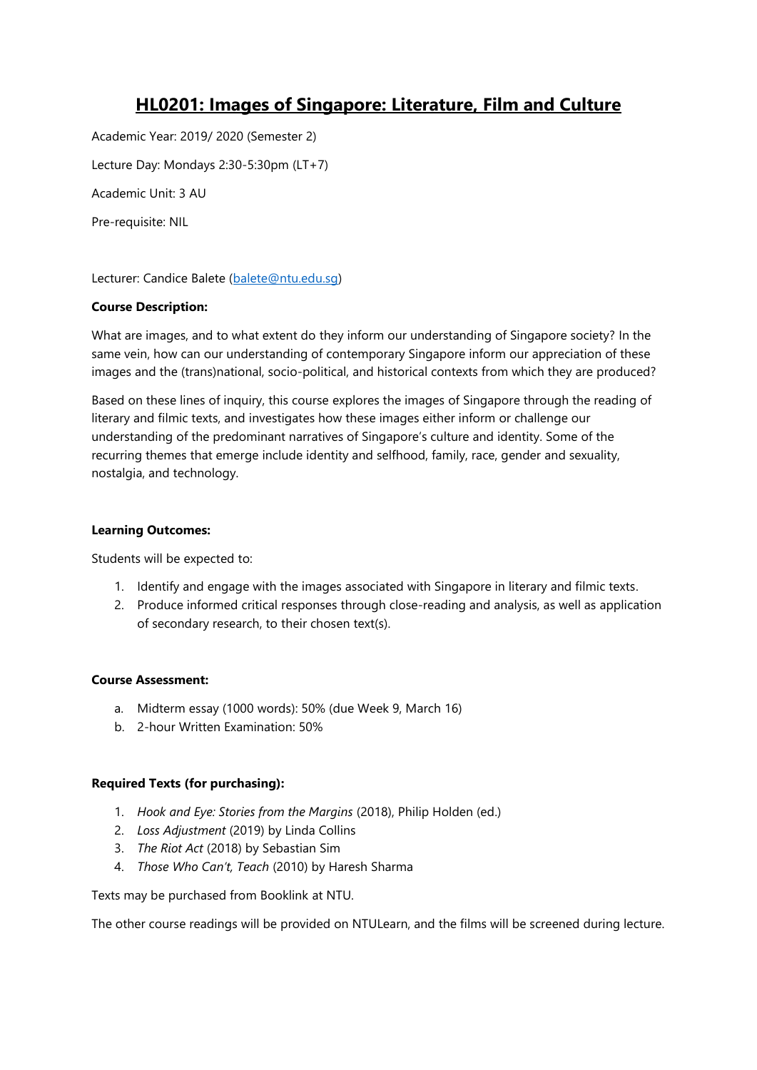# HL0201: Images of Singapore: Literature, Film and Culture

Academic Year: 2019/ 2020 (Semester 2)

Lecture Day: Mondays 2:30-5:30pm (LT+7)

Academic Unit: 3 AU

Pre-requisite: NIL

Lecturer: Candice Balete (balete@ntu.edu.sg)

**Course Description:**

What are images, and to what extent do they inform our understanding of Singapore society? In the same vein, how can our understanding of contemporary Singapore inform our appreciation of these images and the (trans)national, socio-political, and historical contexts from which they are produced?

Based on these lines of inquiry, this course explores the images of Singapore through the reading of literary and filmic texts, and investigates how these images either inform or challenge our understanding of the predominant narratives of Singapore's culture and identity. Some of the recurring themes that emerge include identity and selfhood, family, race, gender and sexuality, nostalgia, and technology.

**Learning Outcomes:**

Students will be expected to:

1. Identify and engage with the images associated with Singapore in literary and filmic texts.
2. Produce informed critical responses through close-reading and analysis, as well as application of secondary research, to their chosen text(s).

**Course Assessment:**

a. Midterm essay (1000 words): 50% (due Week 9, March 16)
b. 2-hour Written Examination: 50%

**Required Texts (for purchasing):**

1. *Hook and Eye: Stories from the Margins* (2018), Philip Holden (ed.)
2. *Loss Adjustment* (2019) by Linda Collins
3. *The Riot Act* (2018) by Sebastian Sim
4. *Those Who Can't, Teach* (2010) by Haresh Sharma

Texts may be purchased from Booklink at NTU.

The other course readings will be provided on NTULearn, and the films will be screened during lecture.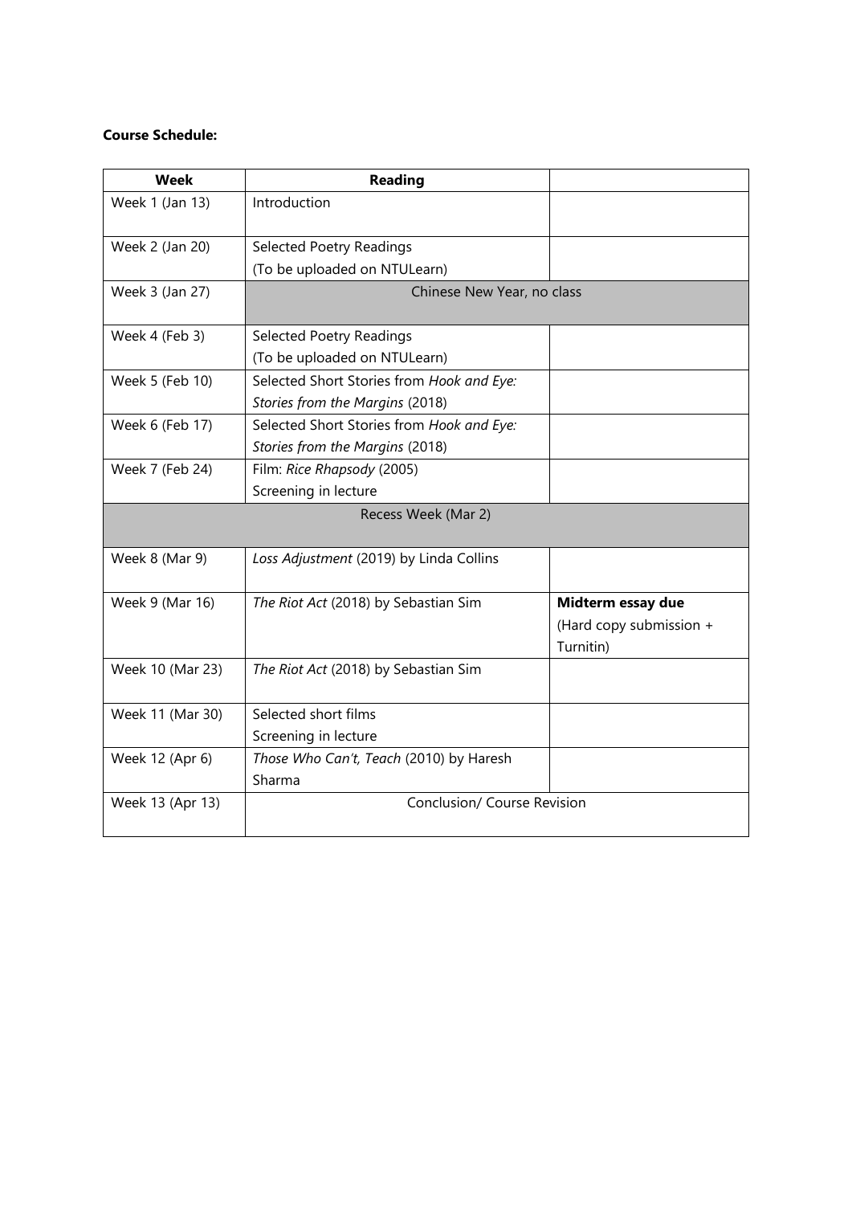**Course Schedule:**

| Week | Reading | |
|---|---|---|
| Week 1 (Jan 13) | Introduction | |
| Week 2 (Jan 20) | Selected Poetry Readings (To be uploaded on NTULearn) | |
| Week 3 (Jan 27) | Chinese New Year, no class | |
| Week 4 (Feb 3) | Selected Poetry Readings (To be uploaded on NTULearn) | |
| Week 5 (Feb 10) | Selected Short Stories from *Hook and Eye: Stories from the Margins* (2018) | |
| Week 6 (Feb 17) | Selected Short Stories from *Hook and Eye: Stories from the Margins* (2018) | |
| Week 7 (Feb 24) | Film: *Rice Rhapsody* (2005) Screening in lecture | |
| Recess Week (Mar 2) | | |
| Week 8 (Mar 9) | *Loss Adjustment* (2019) by Linda Collins | |
| Week 9 (Mar 16) | *The Riot Act* (2018) by Sebastian Sim | **Midterm essay due** (Hard copy submission + Turnitin) |
| Week 10 (Mar 23) | *The Riot Act* (2018) by Sebastian Sim | |
| Week 11 (Mar 30) | Selected short films Screening in lecture | |
| Week 12 (Apr 6) | *Those Who Can't, Teach* (2010) by Haresh Sharma | |
| Week 13 (Apr 13) | Conclusion/ Course Revision | |